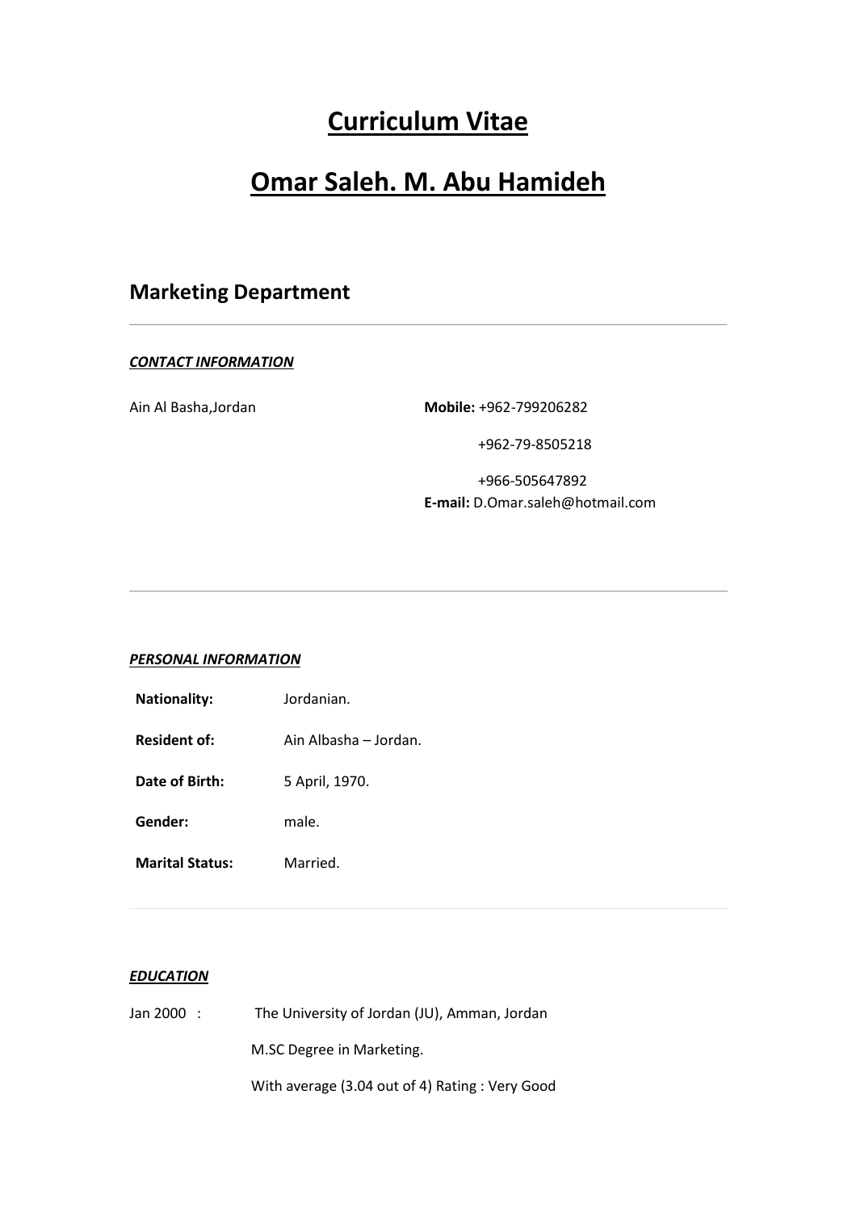# Curriculum Vitae

# Omar Saleh. M. Abu Hamideh

## Marketing Department

---

***CONTACT INFORMATION***

Ain Al Basha,Jordan

**Mobile:** +962-799206282

+962-79-8505218

+966-505647892

**E-mail:** D.Omar.saleh@hotmail.com

---

***PERSONAL INFORMATION***

| | |
|---|---|
| **Nationality:** | Jordanian. |
| **Resident of:** | Ain Albasha – Jordan. |
| **Date of Birth:** | 5 April, 1970. |
| **Gender:** | male. |
| **Marital Status:** | Married. |

---

***EDUCATION***

Jan 2000 : The University of Jordan (JU), Amman, Jordan

M.SC Degree in Marketing.

With average (3.04 out of 4) Rating : Very Good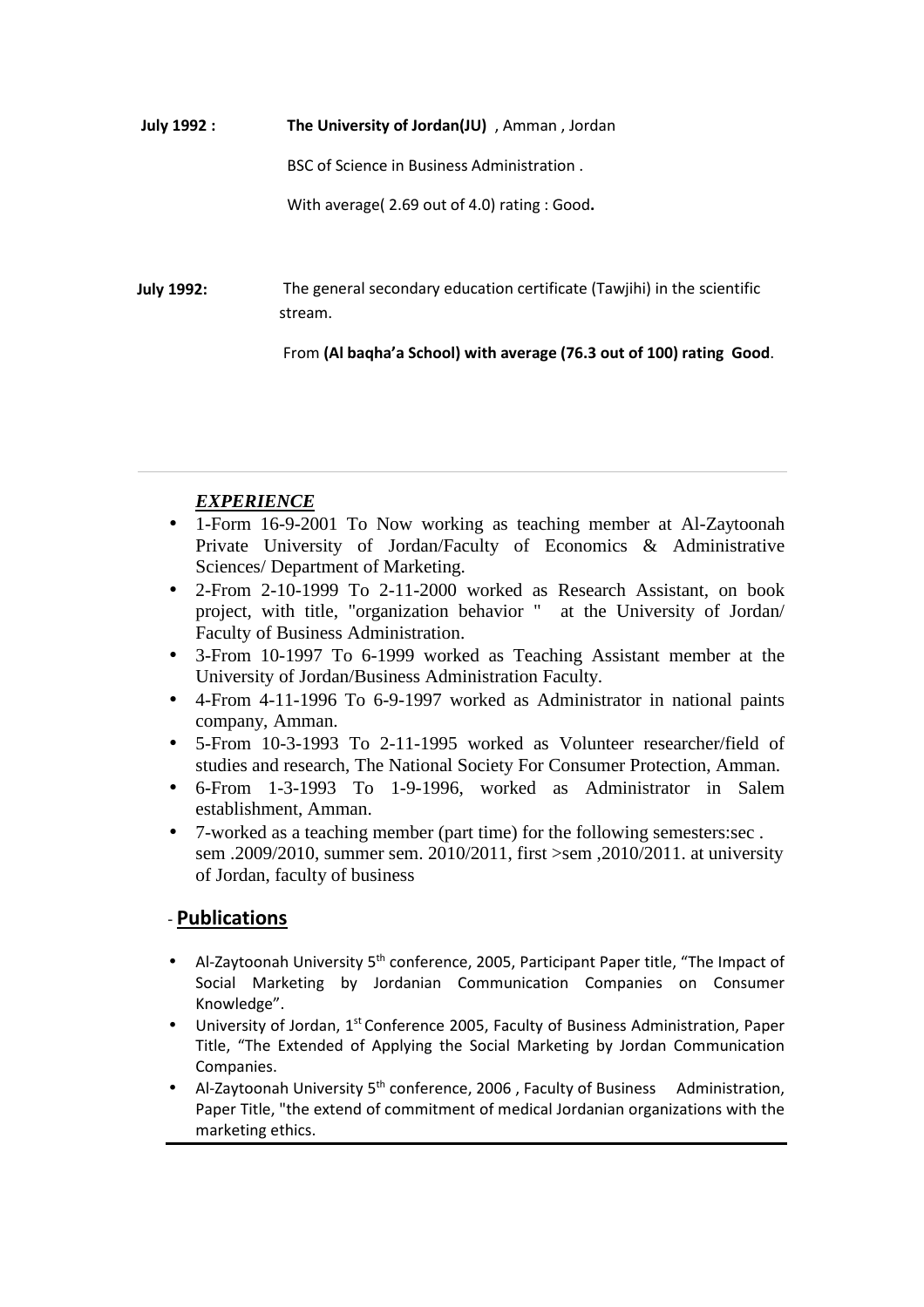**July 1992 :** **The University of Jordan(JU)** , Amman , Jordan

BSC of Science in Business Administration .

With average( 2.69 out of 4.0) rating : Good**.**

**July 1992:** The general secondary education certificate (Tawjihi) in the scientific stream.

From **(Al baqha'a School) with average (76.3 out of 100) rating Good**.

---

***EXPERIENCE***

- 1-Form 16-9-2001 To Now working as teaching member at Al-Zaytoonah Private University of Jordan/Faculty of Economics & Administrative Sciences/ Department of Marketing.
- 2-From 2-10-1999 To 2-11-2000 worked as Research Assistant, on book project, with title, "organization behavior " at the University of Jordan/ Faculty of Business Administration.
- 3-From 10-1997 To 6-1999 worked as Teaching Assistant member at the University of Jordan/Business Administration Faculty.
- 4-From 4-11-1996 To 6-9-1997 worked as Administrator in national paints company, Amman.
- 5-From 10-3-1993 To 2-11-1995 worked as Volunteer researcher/field of studies and research, The National Society For Consumer Protection, Amman.
- 6-From 1-3-1993 To 1-9-1996, worked as Administrator in Salem establishment, Amman.
- 7-worked as a teaching member (part time) for the following semesters:sec . sem .2009/2010, summer sem. 2010/2011, first >sem ,2010/2011. at university of Jordan, faculty of business

## - **Publications**

- Al-Zaytoonah University 5th conference, 2005, Participant Paper title, "The Impact of Social Marketing by Jordanian Communication Companies on Consumer Knowledge".
- University of Jordan, 1st Conference 2005, Faculty of Business Administration, Paper Title, "The Extended of Applying the Social Marketing by Jordan Communication Companies.
- Al-Zaytoonah University 5th conference, 2006 , Faculty of Business Administration, Paper Title, "the extend of commitment of medical Jordanian organizations with the marketing ethics.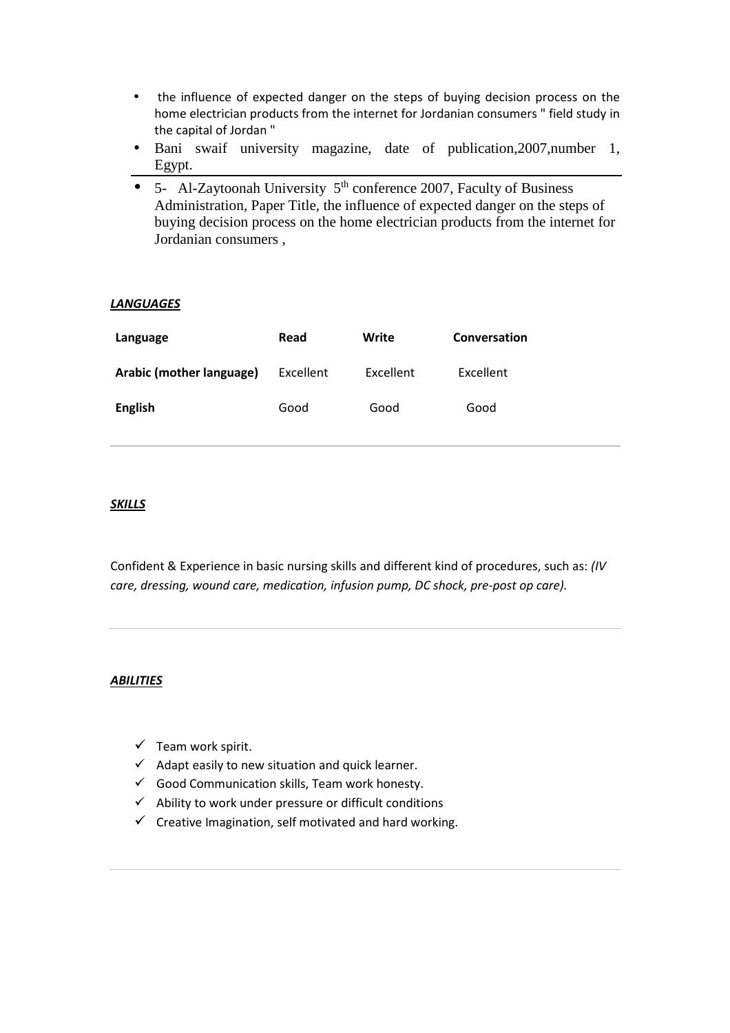- the influence of expected danger on the steps of buying decision process on the home electrician products from the internet for Jordanian consumers " field study in the capital of Jordan "
- Bani swaif university magazine, date of publication,2007,number 1, Egypt.

---

- 5- Al-Zaytoonah University 5th conference 2007, Faculty of Business Administration, Paper Title, the influence of expected danger on the steps of buying decision process on the home electrician products from the internet for Jordanian consumers ,

***LANGUAGES***

| Language | Read | Write | Conversation |
|---|---|---|---|
| **Arabic (mother language)** | Excellent | Excellent | Excellent |
| **English** | Good | Good | Good |

---

***SKILLS***

Confident & Experience in basic nursing skills and different kind of procedures, such as: *(IV care, dressing, wound care, medication, infusion pump, DC shock, pre-post op care).*

---

***ABILITIES***

- ✓ Team work spirit.
- ✓ Adapt easily to new situation and quick learner.
- ✓ Good Communication skills, Team work honesty.
- ✓ Ability to work under pressure or difficult conditions
- ✓ Creative Imagination, self motivated and hard working.

---